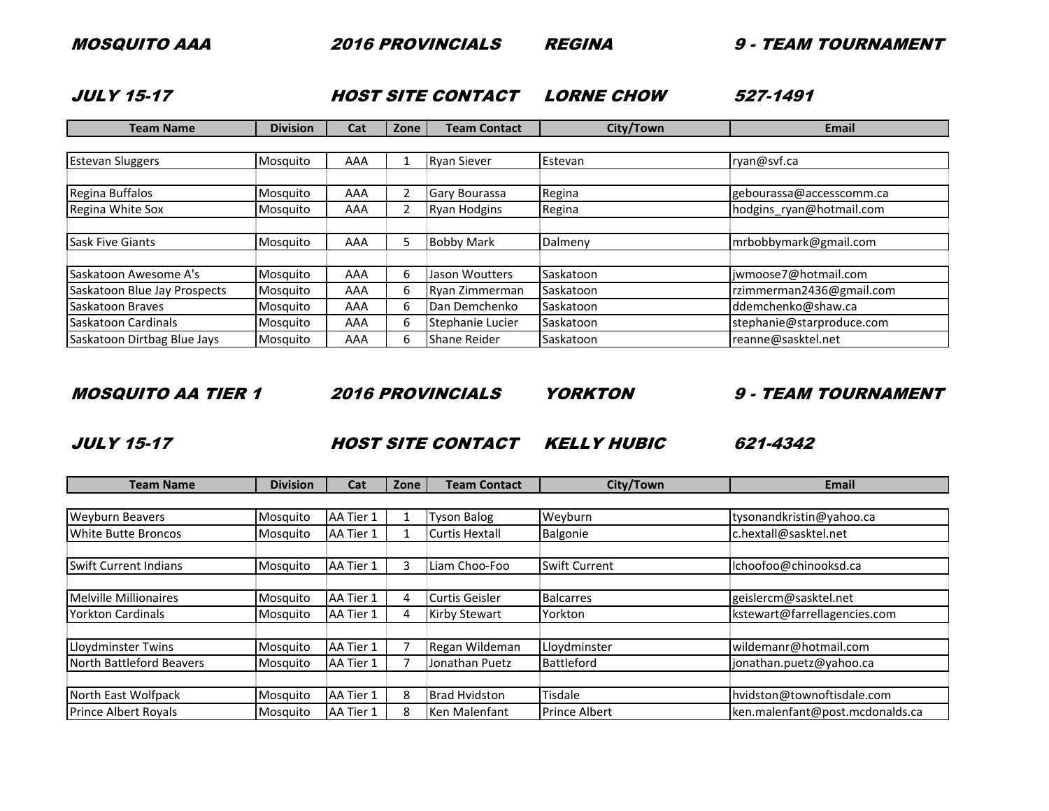## MOSQUITO AAA 2016 PROVINCIALS REGINA 9 - TEAM TOURNAMENT

## JULY 15-17 HOST SITE CONTACT LORNE CHOW 527-1491

| Team Name | Division | Cat | Zone | Team Contact | City/Town | Email |
|---|---|---|---|---|---|---|
| Estevan Sluggers | Mosquito | AAA | 1 | Ryan Siever | Estevan | ryan@svf.ca |
| Regina Buffalos | Mosquito | AAA | 2 | Gary Bourassa | Regina | gebourassa@accesscomm.ca |
| Regina White Sox | Mosquito | AAA | 2 | Ryan Hodgins | Regina | hodgins_ryan@hotmail.com |
| Sask Five Giants | Mosquito | AAA | 5 | Bobby Mark | Dalmeny | mrbobbymark@gmail.com |
| Saskatoon Awesome A's | Mosquito | AAA | 6 | Jason Woutters | Saskatoon | jwmoose7@hotmail.com |
| Saskatoon Blue Jay Prospects | Mosquito | AAA | 6 | Ryan Zimmerman | Saskatoon | rzimmerman2436@gmail.com |
| Saskatoon Braves | Mosquito | AAA | 6 | Dan Demchenko | Saskatoon | ddemchenko@shaw.ca |
| Saskatoon Cardinals | Mosquito | AAA | 6 | Stephanie Lucier | Saskatoon | stephanie@starproduce.com |
| Saskatoon Dirtbag Blue Jays | Mosquito | AAA | 6 | Shane Reider | Saskatoon | reanne@sasktel.net |

## MOSQUITO AA TIER 1 2016 PROVINCIALS YORKTON 9 - TEAM TOURNAMENT

## JULY 15-17 HOST SITE CONTACT KELLY HUBIC 621-4342

| Team Name | Division | Cat | Zone | Team Contact | City/Town | Email |
|---|---|---|---|---|---|---|
| Weyburn Beavers | Mosquito | AA Tier 1 | 1 | Tyson Balog | Weyburn | tysonandkristin@yahoo.ca |
| White Butte Broncos | Mosquito | AA Tier 1 | 1 | Curtis Hextall | Balgonie | c.hextall@sasktel.net |
| Swift Current Indians | Mosquito | AA Tier 1 | 3 | Liam Choo-Foo | Swift Current | lchoofoo@chinooksd.ca |
| Melville Millionaires | Mosquito | AA Tier 1 | 4 | Curtis Geisler | Balcarres | geislercm@sasktel.net |
| Yorkton Cardinals | Mosquito | AA Tier 1 | 4 | Kirby Stewart | Yorkton | kstewart@farrellagencies.com |
| Lloydminster Twins | Mosquito | AA Tier 1 | 7 | Regan Wildeman | Lloydminster | wildemanr@hotmail.com |
| North Battleford Beavers | Mosquito | AA Tier 1 | 7 | Jonathan Puetz | Battleford | jonathan.puetz@yahoo.ca |
| North East Wolfpack | Mosquito | AA Tier 1 | 8 | Brad Hvidston | Tisdale | hvidston@townoftisdale.com |
| Prince Albert Royals | Mosquito | AA Tier 1 | 8 | Ken Malenfant | Prince Albert | ken.malenfant@post.mcdonalds.ca |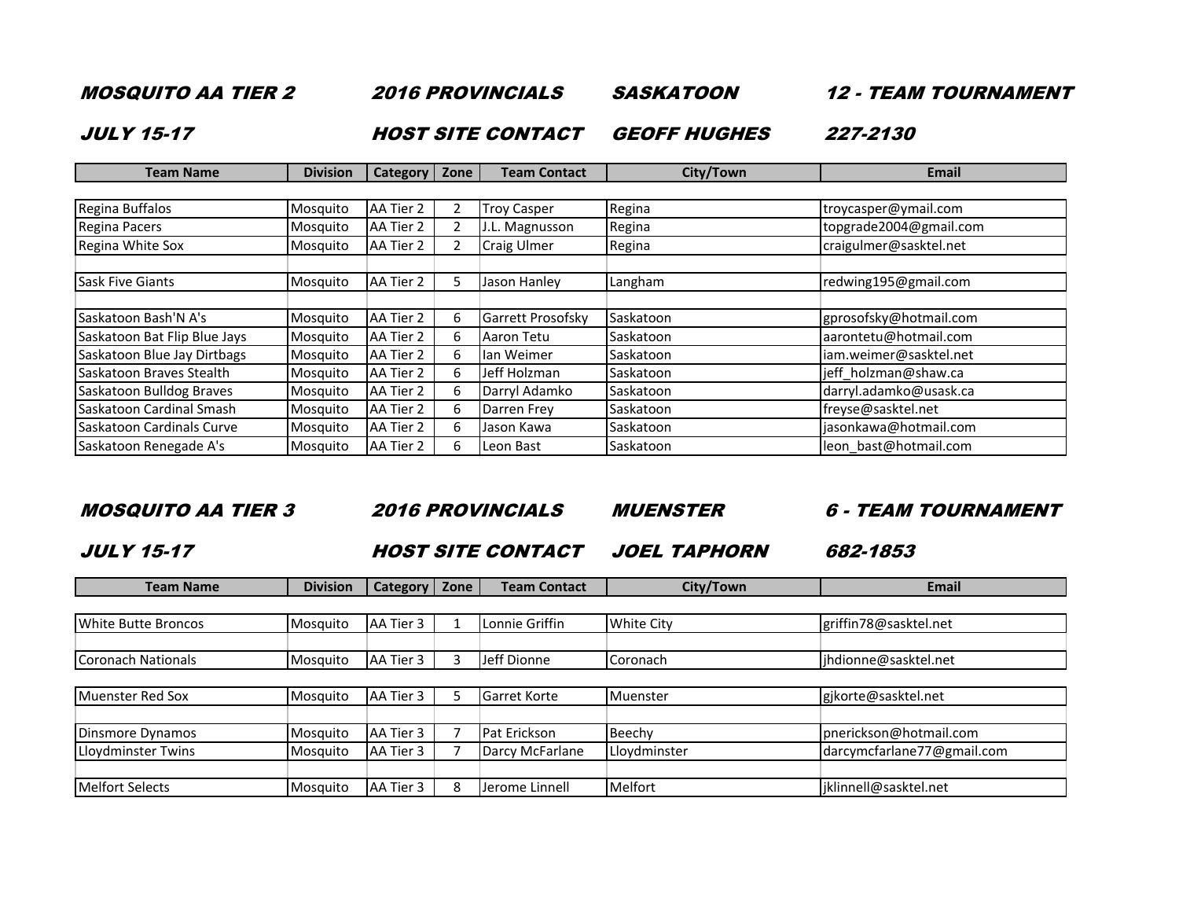### *MOSQUITO AA TIER 2 — 2016 PROVINCIALS — SASKATOON — 12 - TEAM TOURNAMENT*

### *JULY 15-17 — HOST SITE CONTACT — GEOFF HUGHES — 227-2130*

| Team Name | Division | Category | Zone | Team Contact | City/Town | Email |
|---|---|---|---|---|---|---|
| Regina Buffalos | Mosquito | AA Tier 2 | 2 | Troy Casper | Regina | troycasper@ymail.com |
| Regina Pacers | Mosquito | AA Tier 2 | 2 | J.L. Magnusson | Regina | topgrade2004@gmail.com |
| Regina White Sox | Mosquito | AA Tier 2 | 2 | Craig Ulmer | Regina | craigulmer@sasktel.net |
| Sask Five Giants | Mosquito | AA Tier 2 | 5 | Jason Hanley | Langham | redwing195@gmail.com |
| Saskatoon Bash'N A's | Mosquito | AA Tier 2 | 6 | Garrett Prosofsky | Saskatoon | gprosofsky@hotmail.com |
| Saskatoon Bat Flip Blue Jays | Mosquito | AA Tier 2 | 6 | Aaron Tetu | Saskatoon | aarontetu@hotmail.com |
| Saskatoon Blue Jay Dirtbags | Mosquito | AA Tier 2 | 6 | Ian Weimer | Saskatoon | iam.weimer@sasktel.net |
| Saskatoon Braves Stealth | Mosquito | AA Tier 2 | 6 | Jeff Holzman | Saskatoon | jeff_holzman@shaw.ca |
| Saskatoon Bulldog Braves | Mosquito | AA Tier 2 | 6 | Darryl Adamko | Saskatoon | darryl.adamko@usask.ca |
| Saskatoon Cardinal Smash | Mosquito | AA Tier 2 | 6 | Darren Frey | Saskatoon | freyse@sasktel.net |
| Saskatoon Cardinals Curve | Mosquito | AA Tier 2 | 6 | Jason Kawa | Saskatoon | jasonkawa@hotmail.com |
| Saskatoon Renegade A's | Mosquito | AA Tier 2 | 6 | Leon Bast | Saskatoon | leon_bast@hotmail.com |

### *MOSQUITO AA TIER 3 — 2016 PROVINCIALS — MUENSTER — 6 - TEAM TOURNAMENT*

### *JULY 15-17 — HOST SITE CONTACT — JOEL TAPHORN — 682-1853*

| Team Name | Division | Category | Zone | Team Contact | City/Town | Email |
|---|---|---|---|---|---|---|
| White Butte Broncos | Mosquito | AA Tier 3 | 1 | Lonnie Griffin | White City | griffin78@sasktel.net |
| Coronach Nationals | Mosquito | AA Tier 3 | 3 | Jeff Dionne | Coronach | jhdionne@sasktel.net |
| Muenster Red Sox | Mosquito | AA Tier 3 | 5 | Garret Korte | Muenster | gjkorte@sasktel.net |
| Dinsmore Dynamos | Mosquito | AA Tier 3 | 7 | Pat Erickson | Beechy | pnerickson@hotmail.com |
| Lloydminster Twins | Mosquito | AA Tier 3 | 7 | Darcy McFarlane | Lloydminster | darcymcfarlane77@gmail.com |
| Melfort Selects | Mosquito | AA Tier 3 | 8 | Jerome Linnell | Melfort | jklinnell@sasktel.net |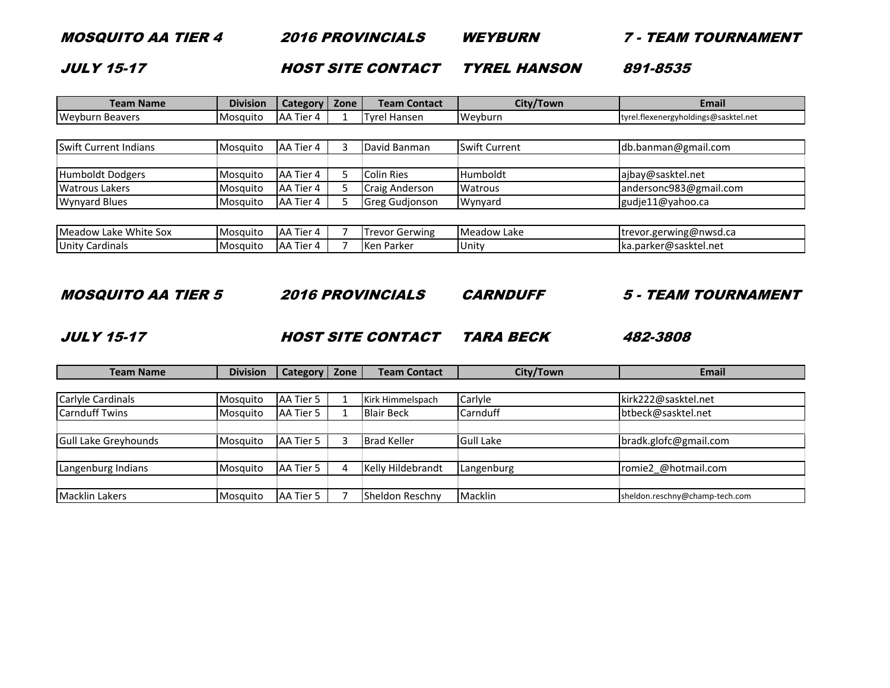**MOSQUITO AA TIER 4 2016 PROVINCIALS WEYBURN 7 - TEAM TOURNAMENT**

**JULY 15-17 HOST SITE CONTACT TYREL HANSON 891-8535**

| Team Name | Division | Category | Zone | Team Contact | City/Town | Email |
|---|---|---|---|---|---|---|
| Weyburn Beavers | Mosquito | AA Tier 4 | 1 | Tyrel Hansen | Weyburn | tyrel.flexenergyholdings@sasktel.net |
| | | | | | | |
| Swift Current Indians | Mosquito | AA Tier 4 | 3 | David Banman | Swift Current | db.banman@gmail.com |
| | | | | | | |
| Humboldt Dodgers | Mosquito | AA Tier 4 | 5 | Colin Ries | Humboldt | ajbay@sasktel.net |
| Watrous Lakers | Mosquito | AA Tier 4 | 5 | Craig Anderson | Watrous | andersonc983@gmail.com |
| Wynyard Blues | Mosquito | AA Tier 4 | 5 | Greg Gudjonson | Wynyard | gudje11@yahoo.ca |
| | | | | | | |
| Meadow Lake White Sox | Mosquito | AA Tier 4 | 7 | Trevor Gerwing | Meadow Lake | trevor.gerwing@nwsd.ca |
| Unity Cardinals | Mosquito | AA Tier 4 | 7 | Ken Parker | Unity | ka.parker@sasktel.net |

**MOSQUITO AA TIER 5 2016 PROVINCIALS CARNDUFF 5 - TEAM TOURNAMENT**

**JULY 15-17 HOST SITE CONTACT TARA BECK 482-3808**

| Team Name | Division | Category | Zone | Team Contact | City/Town | Email |
|---|---|---|---|---|---|---|
| | | | | | | |
| Carlyle Cardinals | Mosquito | AA Tier 5 | 1 | Kirk Himmelspach | Carlyle | kirk222@sasktel.net |
| Carnduff Twins | Mosquito | AA Tier 5 | 1 | Blair Beck | Carnduff | btbeck@sasktel.net |
| | | | | | | |
| Gull Lake Greyhounds | Mosquito | AA Tier 5 | 3 | Brad Keller | Gull Lake | bradk.glofc@gmail.com |
| | | | | | | |
| Langenburg Indians | Mosquito | AA Tier 5 | 4 | Kelly Hildebrandt | Langenburg | romie2_@hotmail.com |
| | | | | | | |
| Macklin Lakers | Mosquito | AA Tier 5 | 7 | Sheldon Reschny | Macklin | sheldon.reschny@champ-tech.com |